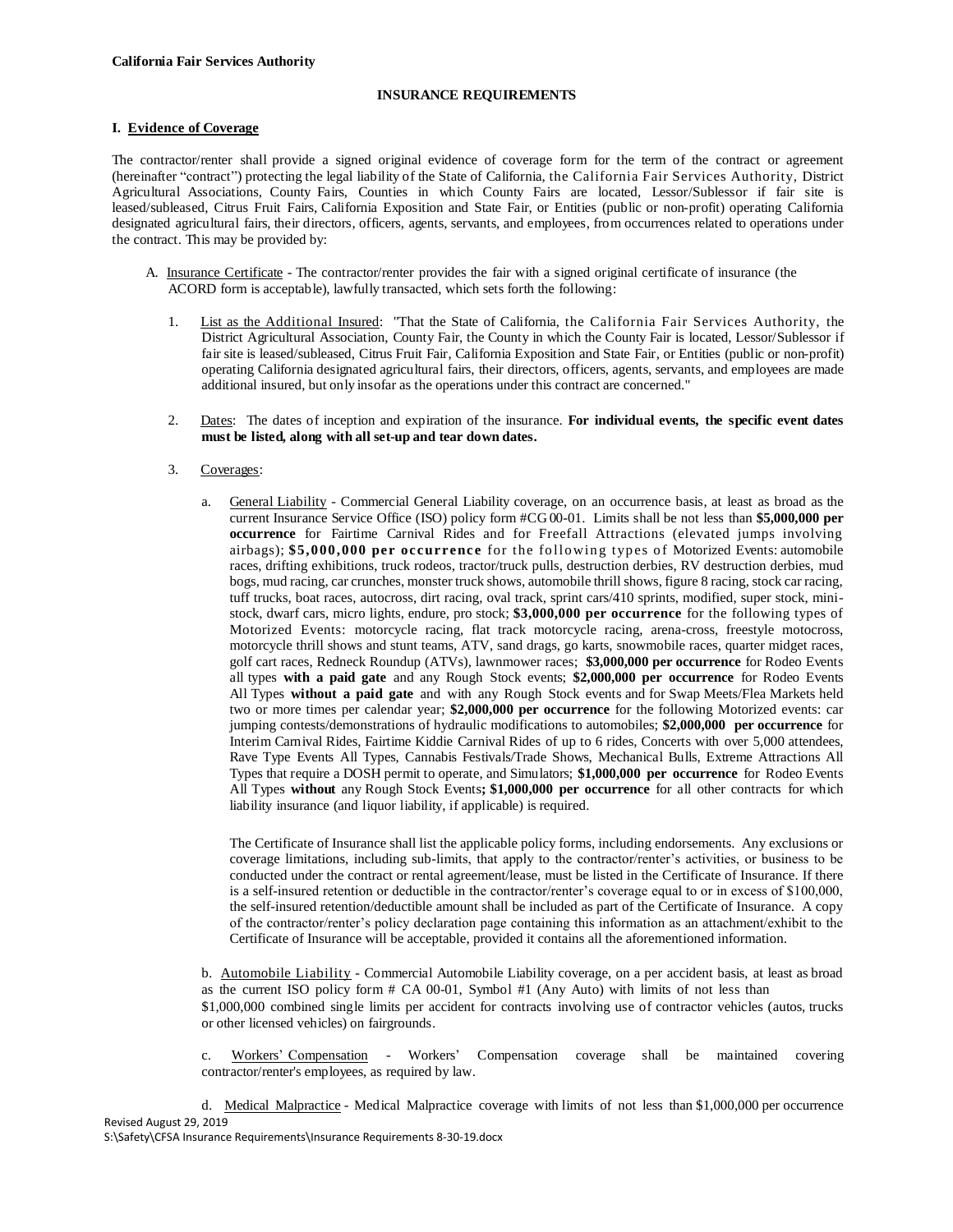**California Fair Services Authority**

## INSURANCE REQUIREMENTS

### I. Evidence of Coverage

The contractor/renter shall provide a signed original evidence of coverage form for the term of the contract or agreement (hereinafter "contract") protecting the legal liability of the State of California, the California Fair Services Authority, District Agricultural Associations, County Fairs, Counties in which County Fairs are located, Lessor/Sublessor if fair site is leased/subleased, Citrus Fruit Fairs, California Exposition and State Fair, or Entities (public or non-profit) operating California designated agricultural fairs, their directors, officers, agents, servants, and employees, from occurrences related to operations under the contract. This may be provided by:

A. Insurance Certificate - The contractor/renter provides the fair with a signed original certificate of insurance (the ACORD form is acceptable), lawfully transacted, which sets forth the following:

1. List as the Additional Insured: "That the State of California, the California Fair Services Authority, the District Agricultural Association, County Fair, the County in which the County Fair is located, Lessor/Sublessor if fair site is leased/subleased, Citrus Fruit Fair, California Exposition and State Fair, or Entities (public or non-profit) operating California designated agricultural fairs, their directors, officers, agents, servants, and employees are made additional insured, but only insofar as the operations under this contract are concerned."

2. Dates: The dates of inception and expiration of the insurance. **For individual events, the specific event dates must be listed, along with all set-up and tear down dates.**

3. Coverages:

   a. General Liability - Commercial General Liability coverage, on an occurrence basis, at least as broad as the current Insurance Service Office (ISO) policy form #CG 00-01. Limits shall be not less than **$5,000,000 per occurrence** for Fairtime Carnival Rides and for Freefall Attractions (elevated jumps involving airbags); **$5,000,000 per occurrence** for the following types of Motorized Events: automobile races, drifting exhibitions, truck rodeos, tractor/truck pulls, destruction derbies, RV destruction derbies, mud bogs, mud racing, car crunches, monster truck shows, automobile thrill shows, figure 8 racing, stock car racing, tuff trucks, boat races, autocross, dirt racing, oval track, sprint cars/410 sprints, modified, super stock, mini-stock, dwarf cars, micro lights, endure, pro stock; **$3,000,000 per occurrence** for the following types of Motorized Events: motorcycle racing, flat track motorcycle racing, arena-cross, freestyle motocross, motorcycle thrill shows and stunt teams, ATV, sand drags, go karts, snowmobile races, quarter midget races, golf cart races, Redneck Roundup (ATVs), lawnmower races; **$3,000,000 per occurrence** for Rodeo Events all types **with a paid gate** and any Rough Stock events; **$2,000,000 per occurrence** for Rodeo Events All Types **without a paid gate** and with any Rough Stock events and for Swap Meets/Flea Markets held two or more times per calendar year; **$2,000,000 per occurrence** for the following Motorized events: car jumping contests/demonstrations of hydraulic modifications to automobiles; **$2,000,000 per occurrence** for Interim Carnival Rides, Fairtime Kiddie Carnival Rides of up to 6 rides, Concerts with over 5,000 attendees, Rave Type Events All Types, Cannabis Festivals/Trade Shows, Mechanical Bulls, Extreme Attractions All Types that require a DOSH permit to operate, and Simulators; **$1,000,000 per occurrence** for Rodeo Events All Types **without** any Rough Stock Events**; $1,000,000 per occurrence** for all other contracts for which liability insurance (and liquor liability, if applicable) is required.

   The Certificate of Insurance shall list the applicable policy forms, including endorsements. Any exclusions or coverage limitations, including sub-limits, that apply to the contractor/renter's activities, or business to be conducted under the contract or rental agreement/lease, must be listed in the Certificate of Insurance. If there is a self-insured retention or deductible in the contractor/renter's coverage equal to or in excess of $100,000, the self-insured retention/deductible amount shall be included as part of the Certificate of Insurance. A copy of the contractor/renter's policy declaration page containing this information as an attachment/exhibit to the Certificate of Insurance will be acceptable, provided it contains all the aforementioned information.

   b. Automobile Liability - Commercial Automobile Liability coverage, on a per accident basis, at least as broad as the current ISO policy form # CA 00-01, Symbol #1 (Any Auto) with limits of not less than $1,000,000 combined single limits per accident for contracts involving use of contractor vehicles (autos, trucks or other licensed vehicles) on fairgrounds.

   c. Workers' Compensation - Workers' Compensation coverage shall be maintained covering contractor/renter's employees, as required by law.

   d. Medical Malpractice - Medical Malpractice coverage with limits of not less than $1,000,000 per occurrence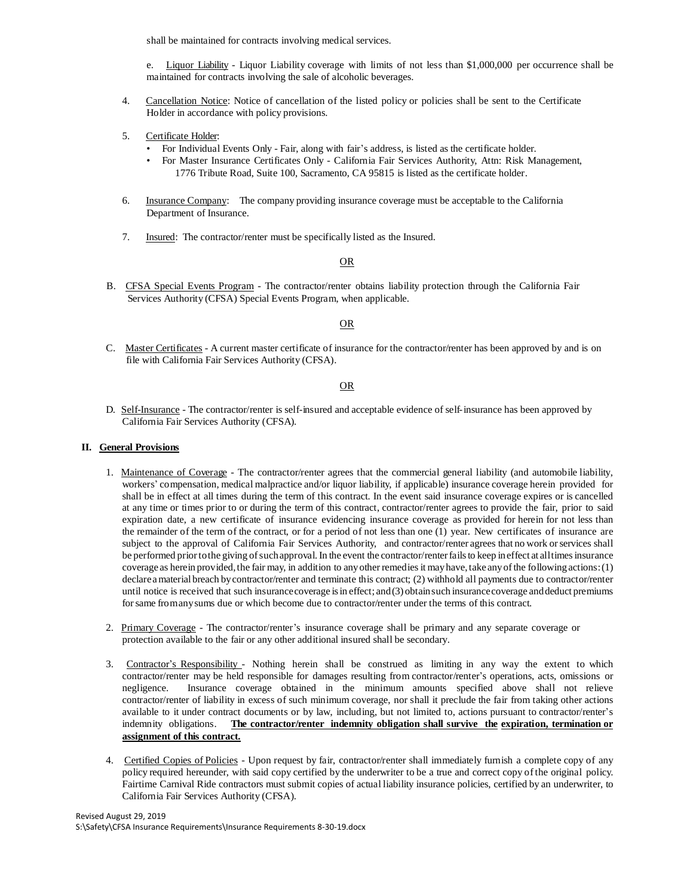shall be maintained for contracts involving medical services.

e. Liquor Liability - Liquor Liability coverage with limits of not less than $1,000,000 per occurrence shall be maintained for contracts involving the sale of alcoholic beverages.

4. Cancellation Notice: Notice of cancellation of the listed policy or policies shall be sent to the Certificate Holder in accordance with policy provisions.

5. Certificate Holder:
   - For Individual Events Only - Fair, along with fair's address, is listed as the certificate holder.
   - For Master Insurance Certificates Only - California Fair Services Authority, Attn: Risk Management, 1776 Tribute Road, Suite 100, Sacramento, CA 95815 is listed as the certificate holder.

6. Insurance Company: The company providing insurance coverage must be acceptable to the California Department of Insurance.

7. Insured: The contractor/renter must be specifically listed as the Insured.

OR

B. CFSA Special Events Program - The contractor/renter obtains liability protection through the California Fair Services Authority (CFSA) Special Events Program, when applicable.

OR

C. Master Certificates - A current master certificate of insurance for the contractor/renter has been approved by and is on file with California Fair Services Authority (CFSA).

OR

D. Self-Insurance - The contractor/renter is self-insured and acceptable evidence of self-insurance has been approved by California Fair Services Authority (CFSA).

## II. General Provisions

1. Maintenance of Coverage - The contractor/renter agrees that the commercial general liability (and automobile liability, workers' compensation, medical malpractice and/or liquor liability, if applicable) insurance coverage herein provided for shall be in effect at all times during the term of this contract. In the event said insurance coverage expires or is cancelled at any time or times prior to or during the term of this contract, contractor/renter agrees to provide the fair, prior to said expiration date, a new certificate of insurance evidencing insurance coverage as provided for herein for not less than the remainder of the term of the contract, or for a period of not less than one (1) year. New certificates of insurance are subject to the approval of California Fair Services Authority, and contractor/renter agrees that no work or services shall be performed prior to the giving of such approval. In the event the contractor/renter fails to keep in effect at all times insurance coverage as herein provided, the fair may, in addition to any other remedies it may have, take any of the following actions: (1) declare a material breach by contractor/renter and terminate this contract; (2) withhold all payments due to contractor/renter until notice is received that such insurance coverage is in effect; and (3) obtain such insurance coverage and deduct premiums for same from any sums due or which become due to contractor/renter under the terms of this contract.

2. Primary Coverage - The contractor/renter's insurance coverage shall be primary and any separate coverage or protection available to the fair or any other additional insured shall be secondary.

3. Contractor's Responsibility - Nothing herein shall be construed as limiting in any way the extent to which contractor/renter may be held responsible for damages resulting from contractor/renter's operations, acts, omissions or negligence. Insurance coverage obtained in the minimum amounts specified above shall not relieve contractor/renter of liability in excess of such minimum coverage, nor shall it preclude the fair from taking other actions available to it under contract documents or by law, including, but not limited to, actions pursuant to contractor/renter's indemnity obligations. **The contractor/renter indemnity obligation shall survive the expiration, termination or assignment of this contract.**

4. Certified Copies of Policies - Upon request by fair, contractor/renter shall immediately furnish a complete copy of any policy required hereunder, with said copy certified by the underwriter to be a true and correct copy of the original policy. Fairtime Carnival Ride contractors must submit copies of actual liability insurance policies, certified by an underwriter, to California Fair Services Authority (CFSA).

Revised August 29, 2019
S:\Safety\CFSA Insurance Requirements\Insurance Requirements 8-30-19.docx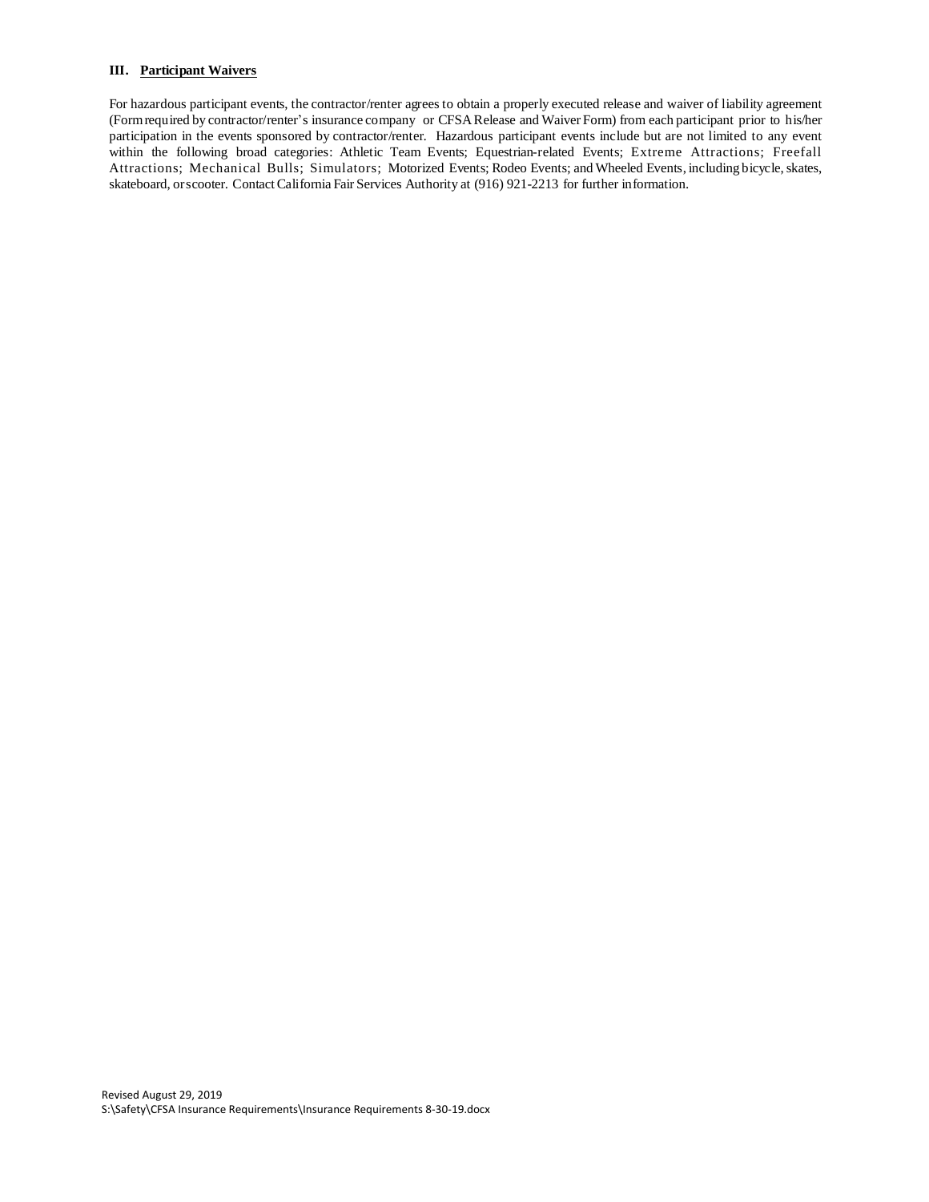### III. Participant Waivers

For hazardous participant events, the contractor/renter agrees to obtain a properly executed release and waiver of liability agreement (Form required by contractor/renter's insurance company or CFSA Release and Waiver Form) from each participant prior to his/her participation in the events sponsored by contractor/renter. Hazardous participant events include but are not limited to any event within the following broad categories: Athletic Team Events; Equestrian-related Events; Extreme Attractions; Freefall Attractions; Mechanical Bulls; Simulators; Motorized Events; Rodeo Events; and Wheeled Events, including bicycle, skates, skateboard, or scooter. Contact California Fair Services Authority at (916) 921-2213 for further information.

Revised August 29, 2019
S:\Safety\CFSA Insurance Requirements\Insurance Requirements 8-30-19.docx